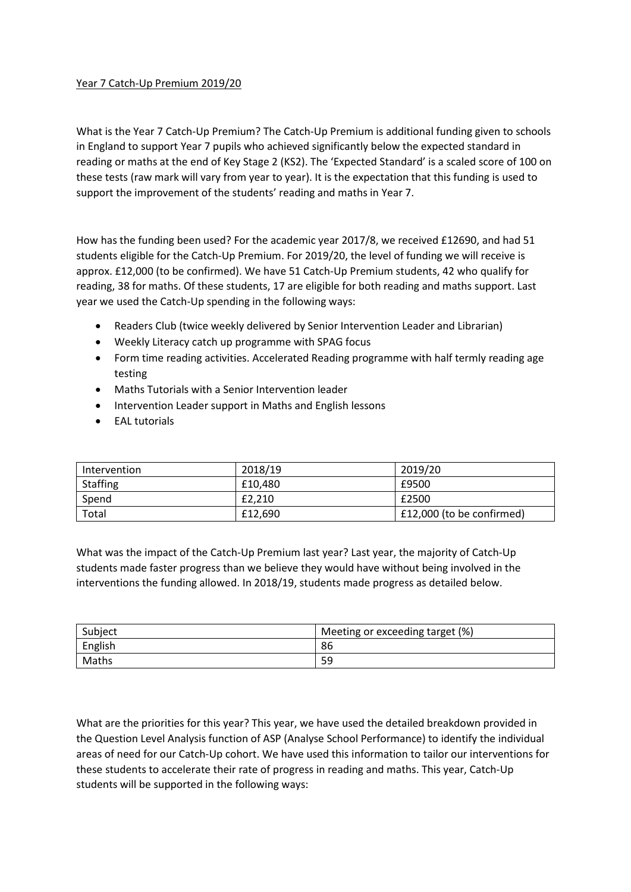<u>Year 7 Catch-Up Premium 2019/20</u>

What is the Year 7 Catch-Up Premium? The Catch-Up Premium is additional funding given to schools in England to support Year 7 pupils who achieved significantly below the expected standard in reading or maths at the end of Key Stage 2 (KS2). The 'Expected Standard' is a scaled score of 100 on these tests (raw mark will vary from year to year). It is the expectation that this funding is used to support the improvement of the students' reading and maths in Year 7.

How has the funding been used? For the academic year 2017/8, we received £12690, and had 51 students eligible for the Catch-Up Premium. For 2019/20, the level of funding we will receive is approx. £12,000 (to be confirmed). We have 51 Catch-Up Premium students, 42 who qualify for reading, 38 for maths. Of these students, 17 are eligible for both reading and maths support. Last year we used the Catch-Up spending in the following ways:

- Readers Club (twice weekly delivered by Senior Intervention Leader and Librarian)
- Weekly Literacy catch up programme with SPAG focus
- Form time reading activities. Accelerated Reading programme with half termly reading age testing
- Maths Tutorials with a Senior Intervention leader
- Intervention Leader support in Maths and English lessons
- EAL tutorials

| Intervention | 2018/19 | 2019/20 |
| --- | --- | --- |
| Staffing | £10,480 | £9500 |
| Spend | £2,210 | £2500 |
| Total | £12,690 | £12,000 (to be confirmed) |

What was the impact of the Catch-Up Premium last year? Last year, the majority of Catch-Up students made faster progress than we believe they would have without being involved in the interventions the funding allowed. In 2018/19, students made progress as detailed below.

| Subject | Meeting or exceeding target (%) |
| --- | --- |
| English | 86 |
| Maths | 59 |

What are the priorities for this year? This year, we have used the detailed breakdown provided in the Question Level Analysis function of ASP (Analyse School Performance) to identify the individual areas of need for our Catch-Up cohort. We have used this information to tailor our interventions for these students to accelerate their rate of progress in reading and maths. This year, Catch-Up students will be supported in the following ways: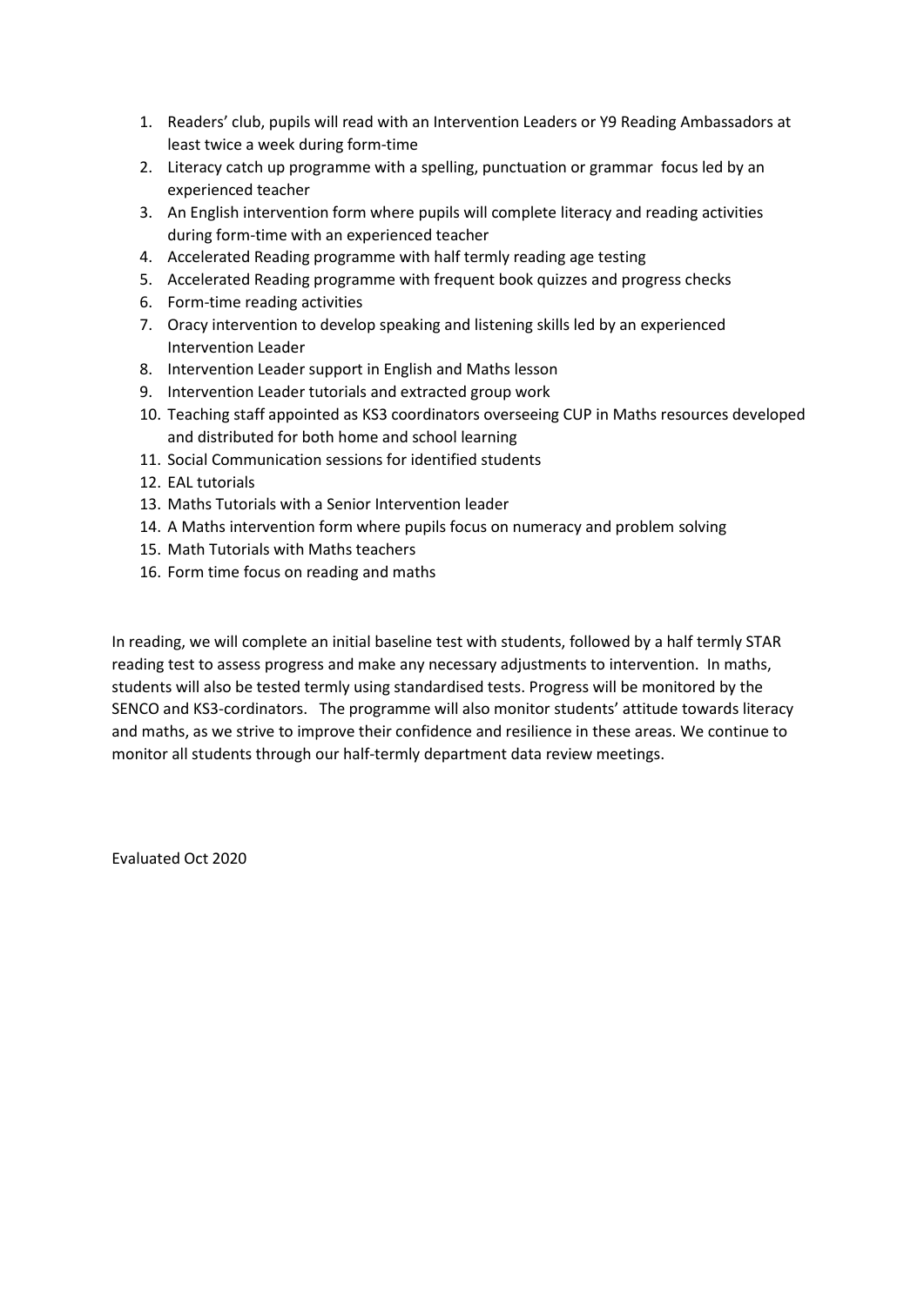1. Readers' club, pupils will read with an Intervention Leaders or Y9 Reading Ambassadors at least twice a week during form-time
2. Literacy catch up programme with a spelling, punctuation or grammar focus led by an experienced teacher
3. An English intervention form where pupils will complete literacy and reading activities during form-time with an experienced teacher
4. Accelerated Reading programme with half termly reading age testing
5. Accelerated Reading programme with frequent book quizzes and progress checks
6. Form-time reading activities
7. Oracy intervention to develop speaking and listening skills led by an experienced Intervention Leader
8. Intervention Leader support in English and Maths lesson
9. Intervention Leader tutorials and extracted group work
10. Teaching staff appointed as KS3 coordinators overseeing CUP in Maths resources developed and distributed for both home and school learning
11. Social Communication sessions for identified students
12. EAL tutorials
13. Maths Tutorials with a Senior Intervention leader
14. A Maths intervention form where pupils focus on numeracy and problem solving
15. Math Tutorials with Maths teachers
16. Form time focus on reading and maths

In reading, we will complete an initial baseline test with students, followed by a half termly STAR reading test to assess progress and make any necessary adjustments to intervention. In maths, students will also be tested termly using standardised tests. Progress will be monitored by the SENCO and KS3-cordinators. The programme will also monitor students' attitude towards literacy and maths, as we strive to improve their confidence and resilience in these areas. We continue to monitor all students through our half-termly department data review meetings.

Evaluated Oct 2020